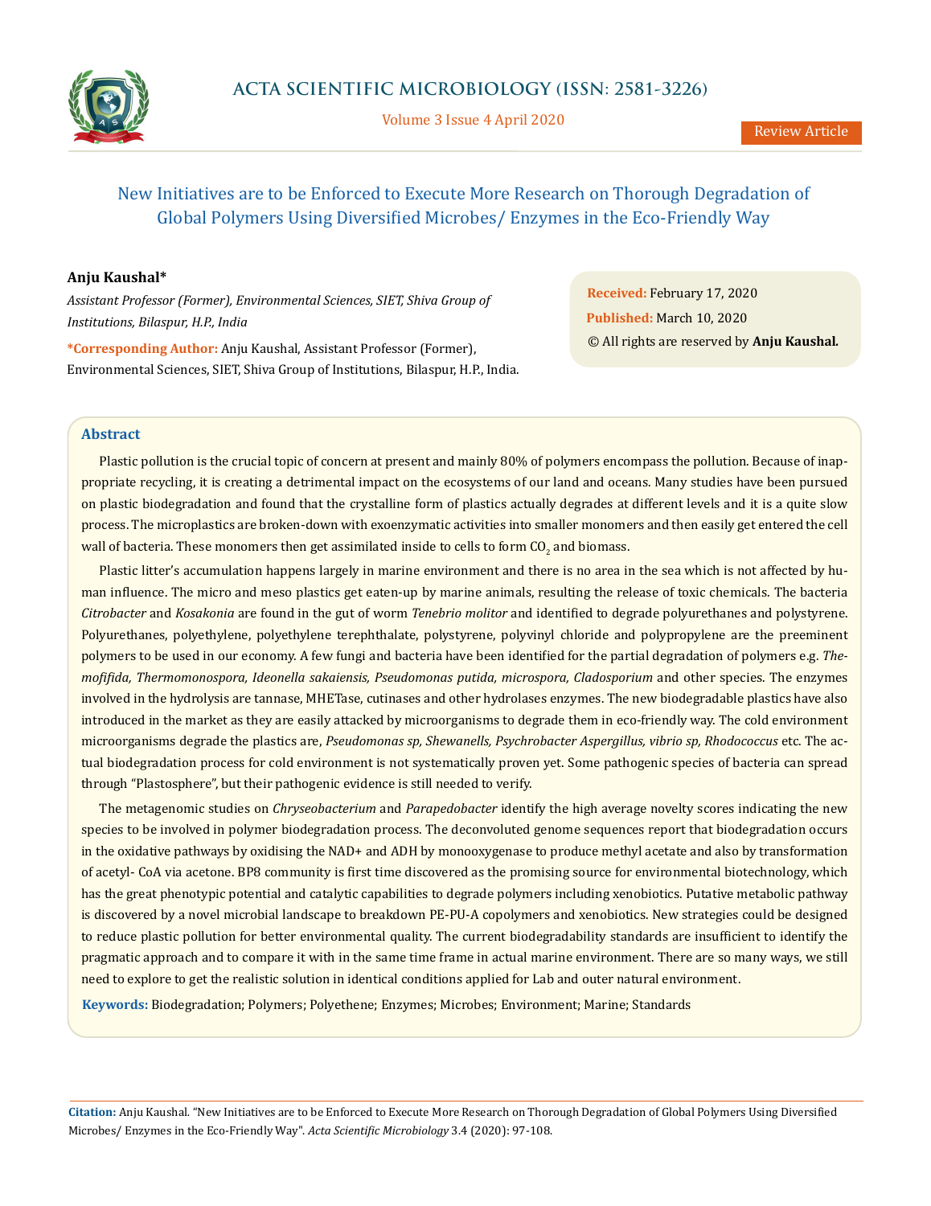# New Initiatives are to be Enforced to Execute More Research on Thorough Degradation of Global Polymers Using Diversified Microbes/ Enzymes in the Eco-Friendly Way

Review Article

**Anju Kaushal***

*Assistant Professor (Former), Environmental Sciences, SIET, Shiva Group of Institutions, Bilaspur, H.P., India*

**\*Corresponding Author:** Anju Kaushal, Assistant Professor (Former), Environmental Sciences, SIET, Shiva Group of Institutions, Bilaspur, H.P., India.

**Received:** February 17, 2020

**Published:** March 10, 2020

© All rights are reserved by **Anju Kaushal.**

## Abstract

Plastic pollution is the crucial topic of concern at present and mainly 80% of polymers encompass the pollution. Because of inappropriate recycling, it is creating a detrimental impact on the ecosystems of our land and oceans. Many studies have been pursued on plastic biodegradation and found that the crystalline form of plastics actually degrades at different levels and it is a quite slow process. The microplastics are broken-down with exoenzymatic activities into smaller monomers and then easily get entered the cell wall of bacteria. These monomers then get assimilated inside to cells to form $CO_2$ and biomass.

Plastic litter's accumulation happens largely in marine environment and there is no area in the sea which is not affected by human influence. The micro and meso plastics get eaten-up by marine animals, resulting the release of toxic chemicals. The bacteria *Citrobacter* and *Kosakonia* are found in the gut of worm *Tenebrio molitor* and identified to degrade polyurethanes and polystyrene. Polyurethanes, polyethylene, polyethylene terephthalate, polystyrene, polyvinyl chloride and polypropylene are the preeminent polymers to be used in our economy. A few fungi and bacteria have been identified for the partial degradation of polymers e.g. *Themofifida, Thermomonospora, Ideonella sakaiensis, Pseudomonas putida, microspora, Cladosporium* and other species. The enzymes involved in the hydrolysis are tannase, MHETase, cutinases and other hydrolases enzymes. The new biodegradable plastics have also introduced in the market as they are easily attacked by microorganisms to degrade them in eco-friendly way. The cold environment microorganisms degrade the plastics are, *Pseudomonas sp, Shewanells, Psychrobacter Aspergillus, vibrio sp, Rhodococcus* etc. The actual biodegradation process for cold environment is not systematically proven yet. Some pathogenic species of bacteria can spread through "Plastosphere", but their pathogenic evidence is still needed to verify.

The metagenomic studies on *Chryseobacterium* and *Parapedobacter* identify the high average novelty scores indicating the new species to be involved in polymer biodegradation process. The deconvoluted genome sequences report that biodegradation occurs in the oxidative pathways by oxidising the NAD+ and ADH by monooxygenase to produce methyl acetate and also by transformation of acetyl- CoA via acetone. BP8 community is first time discovered as the promising source for environmental biotechnology, which has the great phenotypic potential and catalytic capabilities to degrade polymers including xenobiotics. Putative metabolic pathway is discovered by a novel microbial landscape to breakdown PE-PU-A copolymers and xenobiotics. New strategies could be designed to reduce plastic pollution for better environmental quality. The current biodegradability standards are insufficient to identify the pragmatic approach and to compare it with in the same time frame in actual marine environment. There are so many ways, we still need to explore to get the realistic solution in identical conditions applied for Lab and outer natural environment.

**Keywords:** Biodegradation; Polymers; Polyethene; Enzymes; Microbes; Environment; Marine; Standards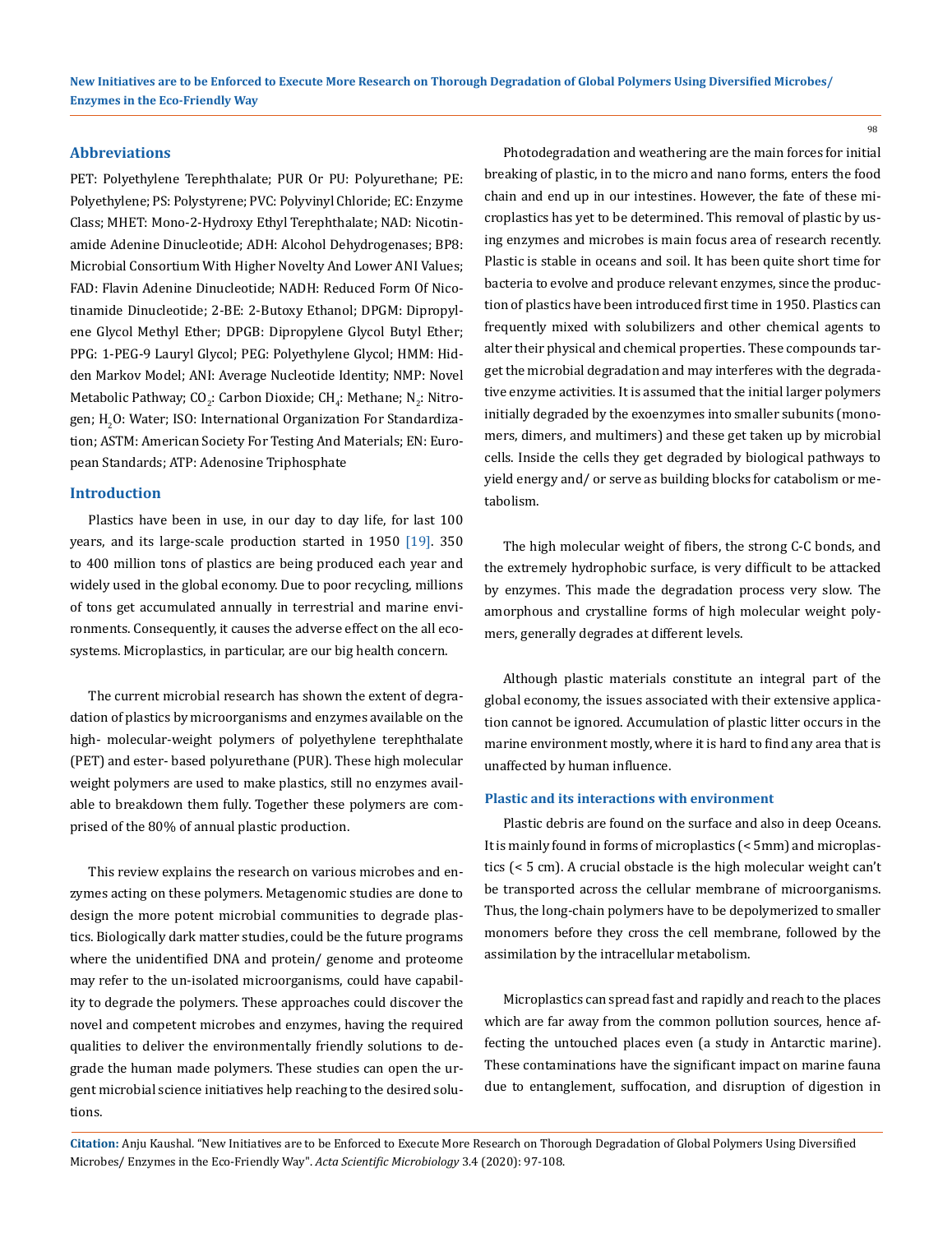## Abbreviations

PET: Polyethylene Terephthalate; PUR Or PU: Polyurethane; PE: Polyethylene; PS: Polystyrene; PVC: Polyvinyl Chloride; EC: Enzyme Class; MHET: Mono-2-Hydroxy Ethyl Terephthalate; NAD: Nicotinamide Adenine Dinucleotide; ADH: Alcohol Dehydrogenases; BP8: Microbial Consortium With Higher Novelty And Lower ANI Values; FAD: Flavin Adenine Dinucleotide; NADH: Reduced Form Of Nicotinamide Dinucleotide; 2-BE: 2-Butoxy Ethanol; DPGM: Dipropylene Glycol Methyl Ether; DPGB: Dipropylene Glycol Butyl Ether; PPG: 1-PEG-9 Lauryl Glycol; PEG: Polyethylene Glycol; HMM: Hidden Markov Model; ANI: Average Nucleotide Identity; NMP: Novel Metabolic Pathway; $CO_2$: Carbon Dioxide; $CH_4$: Methane; $N_2$: Nitrogen; $H_2O$: Water; ISO: International Organization For Standardization; ASTM: American Society For Testing And Materials; EN: European Standards; ATP: Adenosine Triphosphate

## Introduction

Plastics have been in use, in our day to day life, for last 100 years, and its large-scale production started in 1950 [19]. 350 to 400 million tons of plastics are being produced each year and widely used in the global economy. Due to poor recycling, millions of tons get accumulated annually in terrestrial and marine environments. Consequently, it causes the adverse effect on the all ecosystems. Microplastics, in particular, are our big health concern.

The current microbial research has shown the extent of degradation of plastics by microorganisms and enzymes available on the high- molecular-weight polymers of polyethylene terephthalate (PET) and ester- based polyurethane (PUR). These high molecular weight polymers are used to make plastics, still no enzymes available to breakdown them fully. Together these polymers are comprised of the 80% of annual plastic production.

This review explains the research on various microbes and enzymes acting on these polymers. Metagenomic studies are done to design the more potent microbial communities to degrade plastics. Biologically dark matter studies, could be the future programs where the unidentified DNA and protein/ genome and proteome may refer to the un-isolated microorganisms, could have capability to degrade the polymers. These approaches could discover the novel and competent microbes and enzymes, having the required qualities to deliver the environmentally friendly solutions to degrade the human made polymers. These studies can open the urgent microbial science initiatives help reaching to the desired solutions.

Photodegradation and weathering are the main forces for initial breaking of plastic, in to the micro and nano forms, enters the food chain and end up in our intestines. However, the fate of these microplastics has yet to be determined. This removal of plastic by using enzymes and microbes is main focus area of research recently. Plastic is stable in oceans and soil. It has been quite short time for bacteria to evolve and produce relevant enzymes, since the production of plastics have been introduced first time in 1950. Plastics can frequently mixed with solubilizers and other chemical agents to alter their physical and chemical properties. These compounds target the microbial degradation and may interferes with the degradative enzyme activities. It is assumed that the initial larger polymers initially degraded by the exoenzymes into smaller subunits (monomers, dimers, and multimers) and these get taken up by microbial cells. Inside the cells they get degraded by biological pathways to yield energy and/ or serve as building blocks for catabolism or metabolism.

The high molecular weight of fibers, the strong C-C bonds, and the extremely hydrophobic surface, is very difficult to be attacked by enzymes. This made the degradation process very slow. The amorphous and crystalline forms of high molecular weight polymers, generally degrades at different levels.

Although plastic materials constitute an integral part of the global economy, the issues associated with their extensive application cannot be ignored. Accumulation of plastic litter occurs in the marine environment mostly, where it is hard to find any area that is unaffected by human influence.

### Plastic and its interactions with environment

Plastic debris are found on the surface and also in deep Oceans. It is mainly found in forms of microplastics (< 5mm) and microplastics (< 5 cm). A crucial obstacle is the high molecular weight can't be transported across the cellular membrane of microorganisms. Thus, the long-chain polymers have to be depolymerized to smaller monomers before they cross the cell membrane, followed by the assimilation by the intracellular metabolism.

Microplastics can spread fast and rapidly and reach to the places which are far away from the common pollution sources, hence affecting the untouched places even (a study in Antarctic marine). These contaminations have the significant impact on marine fauna due to entanglement, suffocation, and disruption of digestion in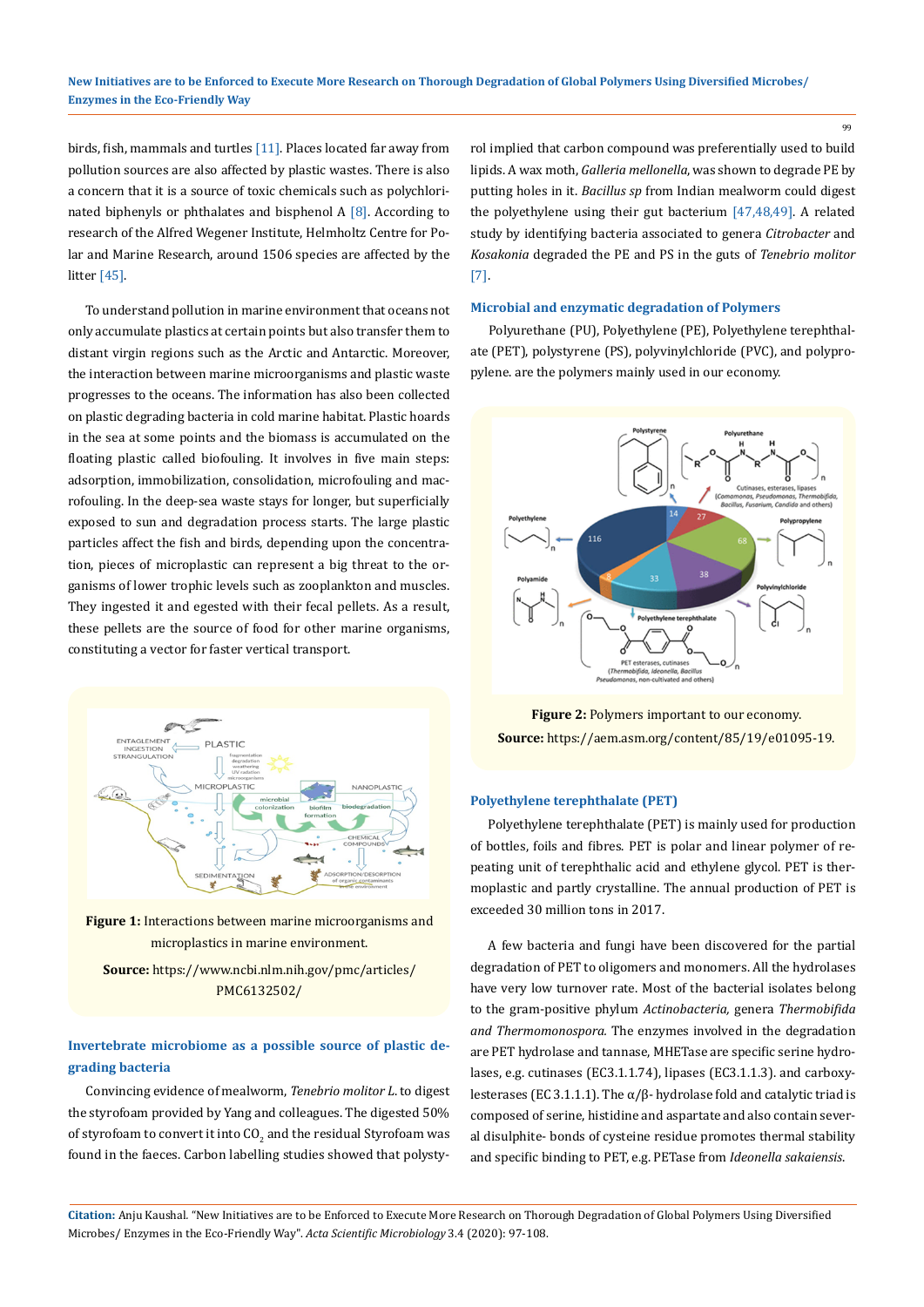birds, fish, mammals and turtles [11]. Places located far away from pollution sources are also affected by plastic wastes. There is also a concern that it is a source of toxic chemicals such as polychlorinated biphenyls or phthalates and bisphenol A [8]. According to research of the Alfred Wegener Institute, Helmholtz Centre for Polar and Marine Research, around 1506 species are affected by the litter [45].

To understand pollution in marine environment that oceans not only accumulate plastics at certain points but also transfer them to distant virgin regions such as the Arctic and Antarctic. Moreover, the interaction between marine microorganisms and plastic waste progresses to the oceans. The information has also been collected on plastic degrading bacteria in cold marine habitat. Plastic hoards in the sea at some points and the biomass is accumulated on the floating plastic called biofouling. It involves in five main steps: adsorption, immobilization, consolidation, microfouling and macrofouling. In the deep-sea waste stays for longer, but superficially exposed to sun and degradation process starts. The large plastic particles affect the fish and birds, depending upon the concentration, pieces of microplastic can represent a big threat to the organisms of lower trophic levels such as zooplankton and muscles. They ingested it and egested with their fecal pellets. As a result, these pellets are the source of food for other marine organisms, constituting a vector for faster vertical transport.

**Figure 1:** Interactions between marine microorganisms and microplastics in marine environment.

**Source:** https://www.ncbi.nlm.nih.gov/pmc/articles/PMC6132502/

## Invertebrate microbiome as a possible source of plastic degrading bacteria

Convincing evidence of mealworm, *Tenebrio molitor L*. to digest the styrofoam provided by Yang and colleagues. The digested 50% of styrofoam to convert it into $CO_2$ and the residual Styrofoam was found in the faeces. Carbon labelling studies showed that polystyrol implied that carbon compound was preferentially used to build lipids. A wax moth, *Galleria mellonella*, was shown to degrade PE by putting holes in it. *Bacillus sp* from Indian mealworm could digest the polyethylene using their gut bacterium [47,48,49]. A related study by identifying bacteria associated to genera *Citrobacter* and *Kosakonia* degraded the PE and PS in the guts of *Tenebrio molitor* [7].

## Microbial and enzymatic degradation of Polymers

Polyurethane (PU), Polyethylene (PE), Polyethylene terephthalate (PET), polystyrene (PS), polyvinylchloride (PVC), and polypropylene. are the polymers mainly used in our economy.

**Figure 2:** Polymers important to our economy.

**Source:** https://aem.asm.org/content/85/19/e01095-19.

## Polyethylene terephthalate (PET)

Polyethylene terephthalate (PET) is mainly used for production of bottles, foils and fibres. PET is polar and linear polymer of repeating unit of terephthalic acid and ethylene glycol. PET is thermoplastic and partly crystalline. The annual production of PET is exceeded 30 million tons in 2017.

A few bacteria and fungi have been discovered for the partial degradation of PET to oligomers and monomers. All the hydrolases have very low turnover rate. Most of the bacterial isolates belong to the gram-positive phylum *Actinobacteria,* genera *Thermobifida and Thermomonospora.* The enzymes involved in the degradation are PET hydrolase and tannase, MHETase are specific serine hydrolases, e.g. cutinases (EC3.1.1.74), lipases (EC3.1.1.3). and carboxylesterases (EC 3.1.1.1). The α/β- hydrolase fold and catalytic triad is composed of serine, histidine and aspartate and also contain several disulphite- bonds of cysteine residue promotes thermal stability and specific binding to PET, e.g. PETase from *Ideonella sakaiensis*.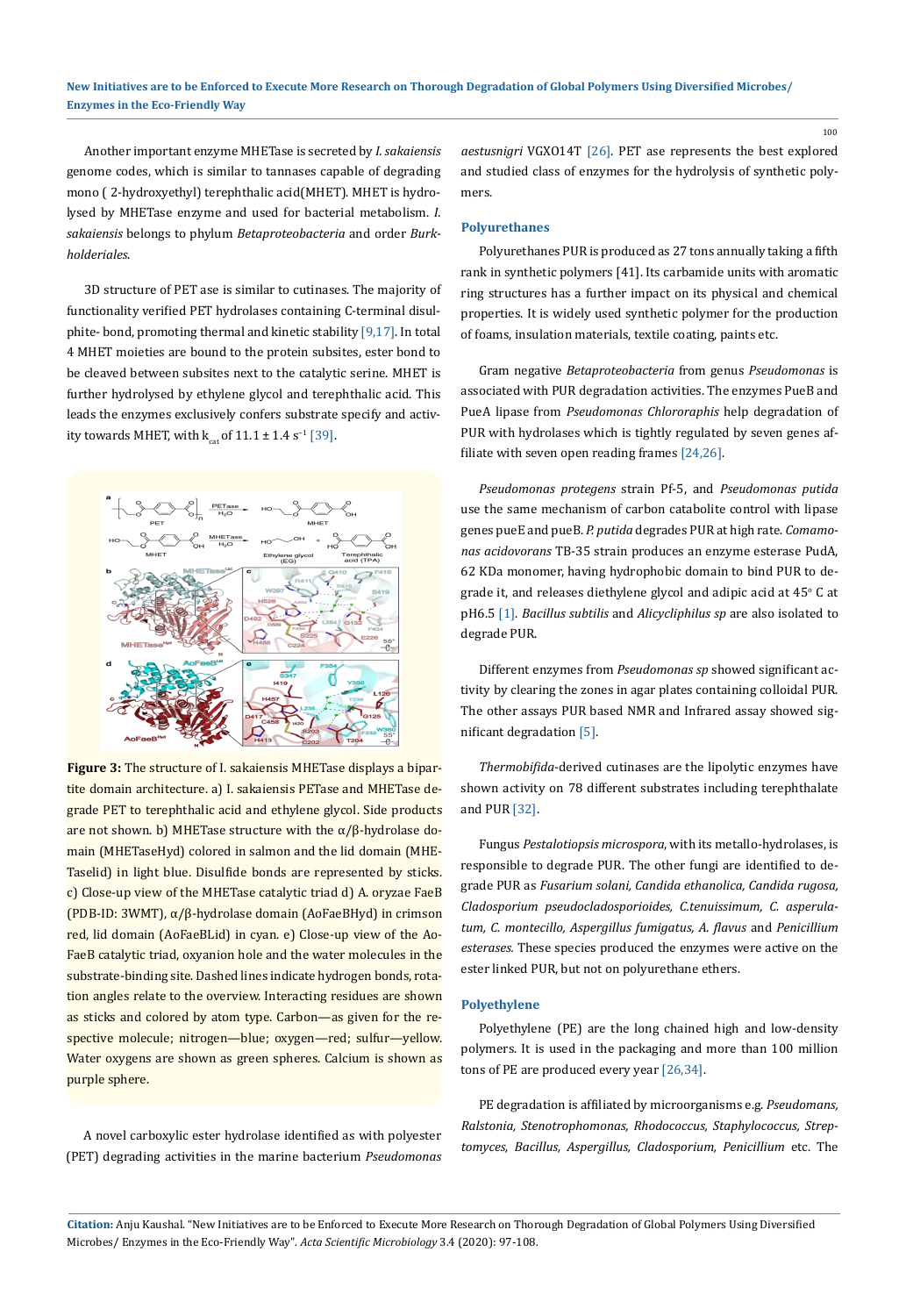Another important enzyme MHETase is secreted by *I. sakaiensis* genome codes, which is similar to tannases capable of degrading mono ( 2-hydroxyethyl) terephthalic acid(MHET). MHET is hydrolysed by MHETase enzyme and used for bacterial metabolism. *I. sakaiensis* belongs to phylum *Betaproteobacteria* and order *Burkholderiales*.

3D structure of PET ase is similar to cutinases. The majority of functionality verified PET hydrolases containing C-terminal disulphite- bond, promoting thermal and kinetic stability [9,17]. In total 4 MHET moieties are bound to the protein subsites, ester bond to be cleaved between subsites next to the catalytic serine. MHET is further hydrolysed by ethylene glycol and terephthalic acid. This leads the enzymes exclusively confers substrate specify and activity towards MHET, with $k_{cat}$ of 11.1 ± 1.4 $s^{-1}$ [39].

**Figure 3:** The structure of I. sakaiensis MHETase displays a bipartite domain architecture. a) I. sakaiensis PETase and MHETase degrade PET to terephthalic acid and ethylene glycol. Side products are not shown. b) MHETase structure with the α/β-hydrolase domain (MHETaseHyd) colored in salmon and the lid domain (MHETaselid) in light blue. Disulfide bonds are represented by sticks. c) Close-up view of the MHETase catalytic triad d) A. oryzae FaeB (PDB-ID: 3WMT), α/β-hydrolase domain (AoFaeBHyd) in crimson red, lid domain (AoFaeBLid) in cyan. e) Close-up view of the AoFaeB catalytic triad, oxyanion hole and the water molecules in the substrate-binding site. Dashed lines indicate hydrogen bonds, rotation angles relate to the overview. Interacting residues are shown as sticks and colored by atom type. Carbon—as given for the respective molecule; nitrogen—blue; oxygen—red; sulfur—yellow. Water oxygens are shown as green spheres. Calcium is shown as purple sphere.

A novel carboxylic ester hydrolase identified as with polyester (PET) degrading activities in the marine bacterium *Pseudomonas aestusnigri* VGXO14T [26]. PET ase represents the best explored and studied class of enzymes for the hydrolysis of synthetic polymers.

## Polyurethanes

Polyurethanes PUR is produced as 27 tons annually taking a fifth rank in synthetic polymers [41]. Its carbamide units with aromatic ring structures has a further impact on its physical and chemical properties. It is widely used synthetic polymer for the production of foams, insulation materials, textile coating, paints etc.

Gram negative *Betaproteobacteria* from genus *Pseudomonas* is associated with PUR degradation activities. The enzymes PueB and PueA lipase from *Pseudomonas Chlororaphis* help degradation of PUR with hydrolases which is tightly regulated by seven genes affiliate with seven open reading frames [24,26].

*Pseudomonas protegens* strain Pf-5, and *Pseudomonas putida* use the same mechanism of carbon catabolite control with lipase genes pueE and pueB. *P. putida* degrades PUR at high rate. *Comamonas acidovorans* TB-35 strain produces an enzyme esterase PudA, 62 KDa monomer, having hydrophobic domain to bind PUR to degrade it, and releases diethylene glycol and adipic acid at 45° C at pH6.5 [1]. *Bacillus subtilis* and *Alicycliphilus sp* are also isolated to degrade PUR.

Different enzymes from *Pseudomonas sp* showed significant activity by clearing the zones in agar plates containing colloidal PUR. The other assays PUR based NMR and Infrared assay showed significant degradation [5].

*Thermobifida*-derived cutinases are the lipolytic enzymes have shown activity on 78 different substrates including terephthalate and PUR [32].

Fungus *Pestalotiopsis microspora*, with its metallo-hydrolases, is responsible to degrade PUR. The other fungi are identified to degrade PUR as *Fusarium solani, Candida ethanolica, Candida rugosa, Cladosporium pseudocladosporioides, C.tenuissimum, C. asperulatum, C. montecillo, Aspergillus fumigatus, A. flavus* and *Penicillium esterases.* These species produced the enzymes were active on the ester linked PUR, but not on polyurethane ethers.

## Polyethylene

Polyethylene (PE) are the long chained high and low-density polymers. It is used in the packaging and more than 100 million tons of PE are produced every year [26,34].

PE degradation is affiliated by microorganisms e.g. *Pseudomans, Ralstonia, Stenotrophomonas, Rhodococcus, Staphylococcus, Streptomyces, Bacillus, Aspergillus, Cladosporium, Penicillium* etc. The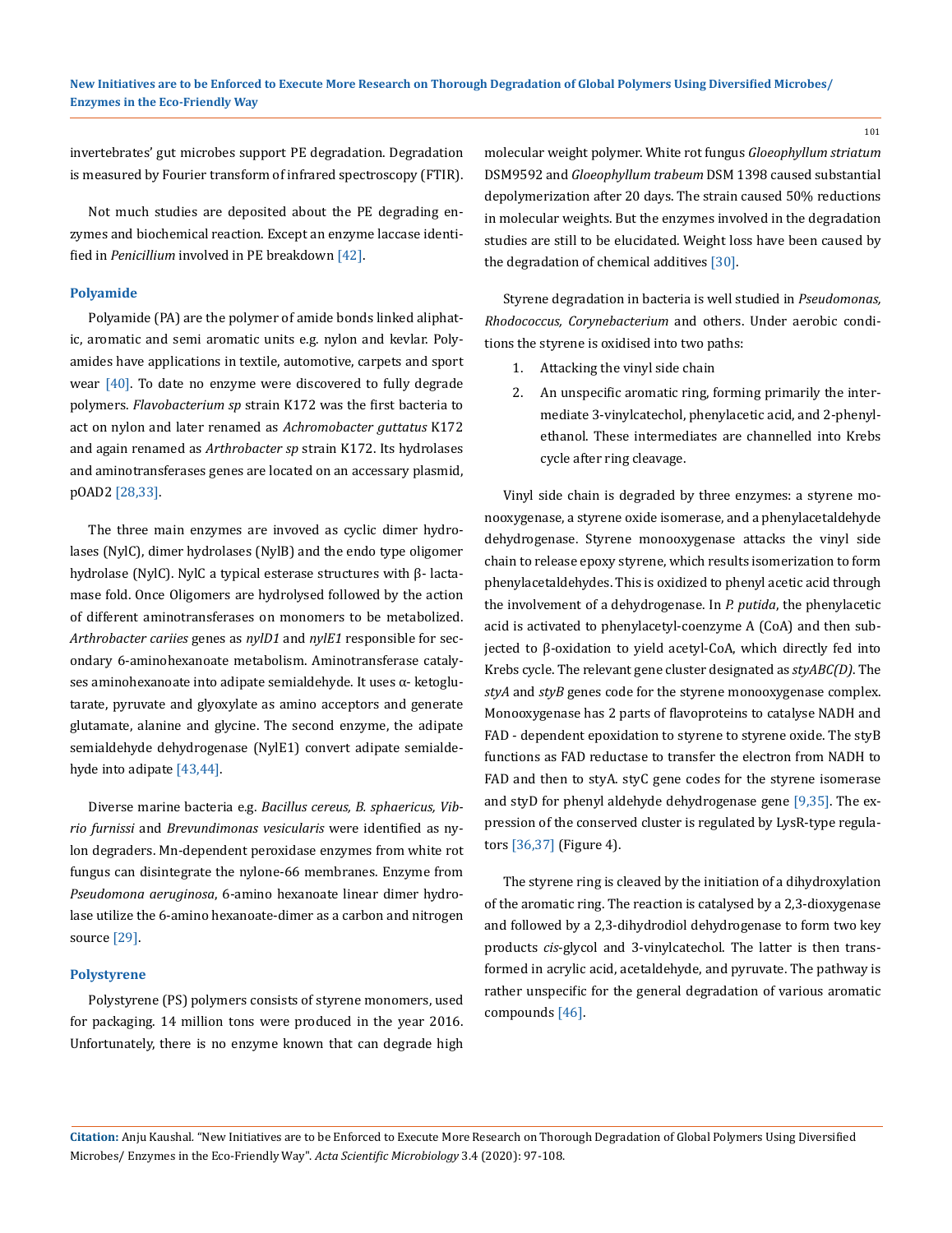invertebrates' gut microbes support PE degradation. Degradation is measured by Fourier transform of infrared spectroscopy (FTIR).

Not much studies are deposited about the PE degrading enzymes and biochemical reaction. Except an enzyme laccase identified in *Penicillium* involved in PE breakdown [42].

### Polyamide

Polyamide (PA) are the polymer of amide bonds linked aliphatic, aromatic and semi aromatic units e.g. nylon and kevlar. Polyamides have applications in textile, automotive, carpets and sport wear [40]. To date no enzyme were discovered to fully degrade polymers. *Flavobacterium sp* strain K172 was the first bacteria to act on nylon and later renamed as *Achromobacter guttatus* K172 and again renamed as *Arthrobacter sp* strain K172. Its hydrolases and aminotransferases genes are located on an accessary plasmid, pOAD2 [28,33].

The three main enzymes are invoved as cyclic dimer hydrolases (NylC), dimer hydrolases (NylB) and the endo type oligomer hydrolase (NylC). NylC a typical esterase structures with β- lactamase fold. Once Oligomers are hydrolysed followed by the action of different aminotransferases on monomers to be metabolized. *Arthrobacter cariies* genes as *nylD1* and *nylE1* responsible for secondary 6-aminohexanoate metabolism. Aminotransferase catalyses aminohexanoate into adipate semialdehyde. It uses α- ketoglutarate, pyruvate and glyoxylate as amino acceptors and generate glutamate, alanine and glycine. The second enzyme, the adipate semialdehyde dehydrogenase (NylE1) convert adipate semialdehyde into adipate [43,44].

Diverse marine bacteria e.g. *Bacillus cereus, B. sphaericus, Vibrio furnissi* and *Brevundimonas vesicularis* were identified as nylon degraders. Mn-dependent peroxidase enzymes from white rot fungus can disintegrate the nylone-66 membranes. Enzyme from *Pseudomona aeruginosa*, 6-amino hexanoate linear dimer hydrolase utilize the 6-amino hexanoate-dimer as a carbon and nitrogen source [29].

### Polystyrene

Polystyrene (PS) polymers consists of styrene monomers, used for packaging. 14 million tons were produced in the year 2016. Unfortunately, there is no enzyme known that can degrade high molecular weight polymer. White rot fungus *Gloeophyllum striatum* DSM9592 and *Gloeophyllum trabeum* DSM 1398 caused substantial depolymerization after 20 days. The strain caused 50% reductions in molecular weights. But the enzymes involved in the degradation studies are still to be elucidated. Weight loss have been caused by the degradation of chemical additives [30].

Styrene degradation in bacteria is well studied in *Pseudomonas, Rhodococcus, Corynebacterium* and others. Under aerobic conditions the styrene is oxidised into two paths:

1. Attacking the vinyl side chain
2. An unspecific aromatic ring, forming primarily the intermediate 3-vinylcatechol, phenylacetic acid, and 2-phenylethanol. These intermediates are channelled into Krebs cycle after ring cleavage.

Vinyl side chain is degraded by three enzymes: a styrene monooxygenase, a styrene oxide isomerase, and a phenylacetaldehyde dehydrogenase. Styrene monooxygenase attacks the vinyl side chain to release epoxy styrene, which results isomerization to form phenylacetaldehydes. This is oxidized to phenyl acetic acid through the involvement of a dehydrogenase. In *P. putida*, the phenylacetic acid is activated to phenylacetyl-coenzyme A (CoA) and then subjected to β-oxidation to yield acetyl-CoA, which directly fed into Krebs cycle. The relevant gene cluster designated as *styABC(D)*. The *styA* and *styB* genes code for the styrene monooxygenase complex. Monooxygenase has 2 parts of flavoproteins to catalyse NADH and FAD - dependent epoxidation to styrene to styrene oxide. The styB functions as FAD reductase to transfer the electron from NADH to FAD and then to styA. styC gene codes for the styrene isomerase and styD for phenyl aldehyde dehydrogenase gene [9,35]. The expression of the conserved cluster is regulated by LysR-type regulators [36,37] (Figure 4).

The styrene ring is cleaved by the initiation of a dihydroxylation of the aromatic ring. The reaction is catalysed by a 2,3-dioxygenase and followed by a 2,3-dihydrodiol dehydrogenase to form two key products *cis*-glycol and 3-vinylcatechol. The latter is then transformed in acrylic acid, acetaldehyde, and pyruvate. The pathway is rather unspecific for the general degradation of various aromatic compounds [46].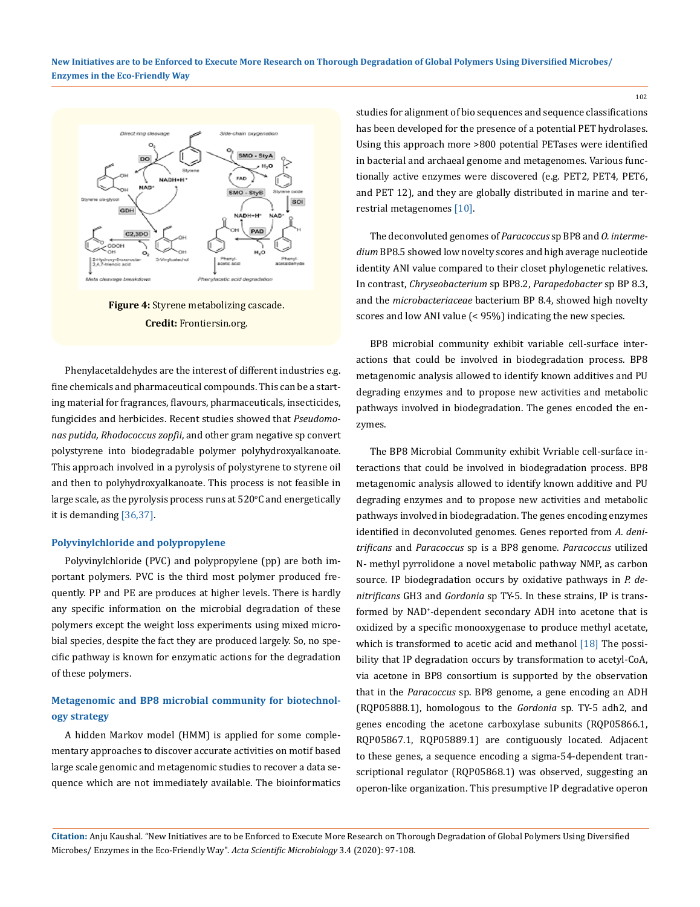**Figure 4:** Styrene metabolizing cascade.
**Credit:** Frontiersin.org.

Phenylacetaldehydes are the interest of different industries e.g. fine chemicals and pharmaceutical compounds. This can be a starting material for fragrances, flavours, pharmaceuticals, insecticides, fungicides and herbicides. Recent studies showed that *Pseudomonas putida, Rhodococcus zopfii*, and other gram negative sp convert polystyrene into biodegradable polymer polyhydroxyalkanoate. This approach involved in a pyrolysis of polystyrene to styrene oil and then to polyhydroxyalkanoate. This process is not feasible in large scale, as the pyrolysis process runs at 520°C and energetically it is demanding [36,37].

### Polyvinylchloride and polypropylene

Polyvinylchloride (PVC) and polypropylene (pp) are both important polymers. PVC is the third most polymer produced frequently. PP and PE are produces at higher levels. There is hardly any specific information on the microbial degradation of these polymers except the weight loss experiments using mixed microbial species, despite the fact they are produced largely. So, no specific pathway is known for enzymatic actions for the degradation of these polymers.

### Metagenomic and BP8 microbial community for biotechnology strategy

A hidden Markov model (HMM) is applied for some complementary approaches to discover accurate activities on motif based large scale genomic and metagenomic studies to recover a data sequence which are not immediately available. The bioinformatics studies for alignment of bio sequences and sequence classifications has been developed for the presence of a potential PET hydrolases. Using this approach more >800 potential PETases were identified in bacterial and archaeal genome and metagenomes. Various functionally active enzymes were discovered (e.g. PET2, PET4, PET6, and PET 12), and they are globally distributed in marine and terrestrial metagenomes [10].

The deconvoluted genomes of *Paracoccus* sp BP8 and *O. intermedium* BP8.5 showed low novelty scores and high average nucleotide identity ANI value compared to their closet phylogenetic relatives. In contrast, *Chryseobacterium* sp BP8.2, *Parapedobacter* sp BP 8.3, and the *microbacteriaceae* bacterium BP 8.4, showed high novelty scores and low ANI value (< 95%) indicating the new species.

BP8 microbial community exhibit variable cell-surface interactions that could be involved in biodegradation process. BP8 metagenomic analysis allowed to identify known additives and PU degrading enzymes and to propose new activities and metabolic pathways involved in biodegradation. The genes encoded the enzymes.

The BP8 Microbial Community exhibit Vvriable cell-surface interactions that could be involved in biodegradation process. BP8 metagenomic analysis allowed to identify known additive and PU degrading enzymes and to propose new activities and metabolic pathways involved in biodegradation. The genes encoding enzymes identified in deconvoluted genomes. Genes reported from *A. denitrificans* and *Paracoccus* sp is a BP8 genome. *Paracoccus* utilized N- methyl pyrrolidone a novel metabolic pathway NMP, as carbon source. IP biodegradation occurs by oxidative pathways in *P. denitrificans* GH3 and *Gordonia* sp TY-5. In these strains, IP is transformed by $NAD^+$-dependent secondary ADH into acetone that is oxidized by a specific monooxygenase to produce methyl acetate, which is transformed to acetic acid and methanol [18] The possibility that IP degradation occurs by transformation to acetyl-CoA, via acetone in BP8 consortium is supported by the observation that in the *Paracoccus* sp. BP8 genome, a gene encoding an ADH (RQP05888.1), homologous to the *Gordonia* sp. TY-5 adh2, and genes encoding the acetone carboxylase subunits (RQP05866.1, RQP05867.1, RQP05889.1) are contiguously located. Adjacent to these genes, a sequence encoding a sigma-54-dependent transcriptional regulator (RQP05868.1) was observed, suggesting an operon-like organization. This presumptive IP degradative operon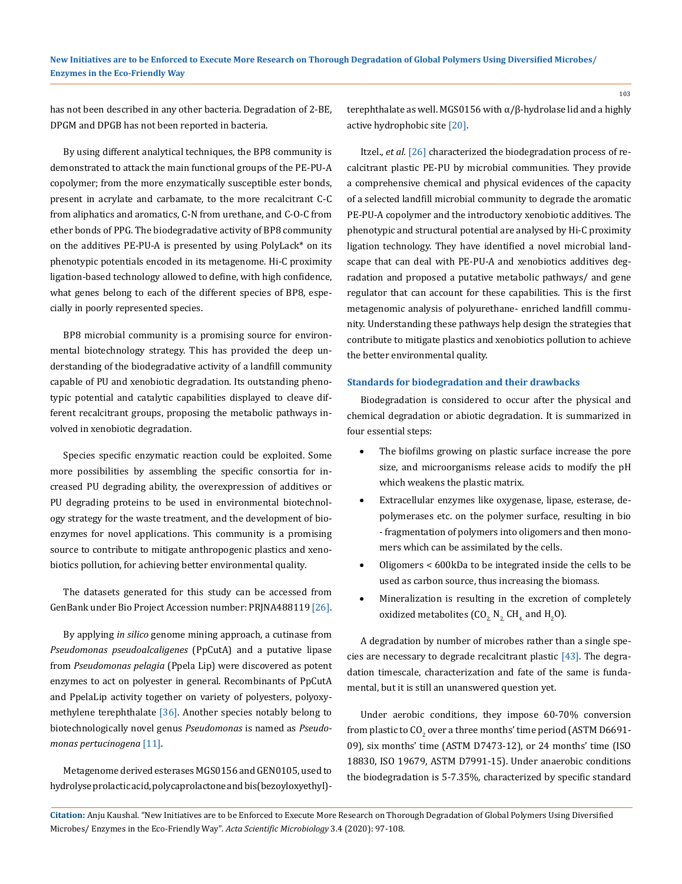has not been described in any other bacteria. Degradation of 2-BE, DPGM and DPGB has not been reported in bacteria.

By using different analytical techniques, the BP8 community is demonstrated to attack the main functional groups of the PE-PU-A copolymer; from the more enzymatically susceptible ester bonds, present in acrylate and carbamate, to the more recalcitrant C-C from aliphatics and aromatics, C-N from urethane, and C-O-C from ether bonds of PPG. The biodegradative activity of BP8 community on the additives PE-PU-A is presented by using PolyLack* on its phenotypic potentials encoded in its metagenome. Hi-C proximity ligation-based technology allowed to define, with high confidence, what genes belong to each of the different species of BP8, especially in poorly represented species.

BP8 microbial community is a promising source for environmental biotechnology strategy. This has provided the deep understanding of the biodegradative activity of a landfill community capable of PU and xenobiotic degradation. Its outstanding phenotypic potential and catalytic capabilities displayed to cleave different recalcitrant groups, proposing the metabolic pathways involved in xenobiotic degradation.

Species specific enzymatic reaction could be exploited. Some more possibilities by assembling the specific consortia for increased PU degrading ability, the overexpression of additives or PU degrading proteins to be used in environmental biotechnology strategy for the waste treatment, and the development of bio-enzymes for novel applications. This community is a promising source to contribute to mitigate anthropogenic plastics and xenobiotics pollution, for achieving better environmental quality.

The datasets generated for this study can be accessed from GenBank under Bio Project Accession number: PRJNA488119 [26].

By applying *in silico* genome mining approach, a cutinase from *Pseudomonas pseudoalcaligenes* (PpCutA) and a putative lipase from *Pseudomonas pelagia* (Ppela Lip) were discovered as potent enzymes to act on polyester in general. Recombinants of PpCutA and PpelaLip activity together on variety of polyesters, polyoxymethylene terephthalate [36]. Another species notably belong to biotechnologically novel genus *Pseudomonas* is named as *Pseudomonas pertucinogena* [11].

Metagenome derived esterases MGS0156 and GEN0105, used to hydrolyse prolactic acid, polycaprolactone and bis(bezoyloxyethyl)-terephthalate as well. MGS0156 with α/β-hydrolase lid and a highly active hydrophobic site [20].

Itzel., *et al.* [26] characterized the biodegradation process of recalcitrant plastic PE-PU by microbial communities. They provide a comprehensive chemical and physical evidences of the capacity of a selected landfill microbial community to degrade the aromatic PE-PU-A copolymer and the introductory xenobiotic additives. The phenotypic and structural potential are analysed by Hi-C proximity ligation technology. They have identified a novel microbial landscape that can deal with PE-PU-A and xenobiotics additives degradation and proposed a putative metabolic pathways/ and gene regulator that can account for these capabilities. This is the first metagenomic analysis of polyurethane- enriched landfill community. Understanding these pathways help design the strategies that contribute to mitigate plastics and xenobiotics pollution to achieve the better environmental quality.

### Standards for biodegradation and their drawbacks

Biodegradation is considered to occur after the physical and chemical degradation or abiotic degradation. It is summarized in four essential steps:

- The biofilms growing on plastic surface increase the pore size, and microorganisms release acids to modify the pH which weakens the plastic matrix.
- Extracellular enzymes like oxygenase, lipase, esterase, depolymerases etc. on the polymer surface, resulting in bio - fragmentation of polymers into oligomers and then monomers which can be assimilated by the cells.
- Oligomers < 600kDa to be integrated inside the cells to be used as carbon source, thus increasing the biomass.
- Mineralization is resulting in the excretion of completely oxidized metabolites ($CO_2$, $N_2$, $CH_4$, and $H_2O$).

A degradation by number of microbes rather than a single species are necessary to degrade recalcitrant plastic [43]. The degradation timescale, characterization and fate of the same is fundamental, but it is still an unanswered question yet.

Under aerobic conditions, they impose 60-70% conversion from plastic to $CO_2$ over a three months' time period (ASTM D6691-09), six months' time (ASTM D7473-12), or 24 months' time (ISO 18830, ISO 19679, ASTM D7991-15). Under anaerobic conditions the biodegradation is 5-7.35%, characterized by specific standard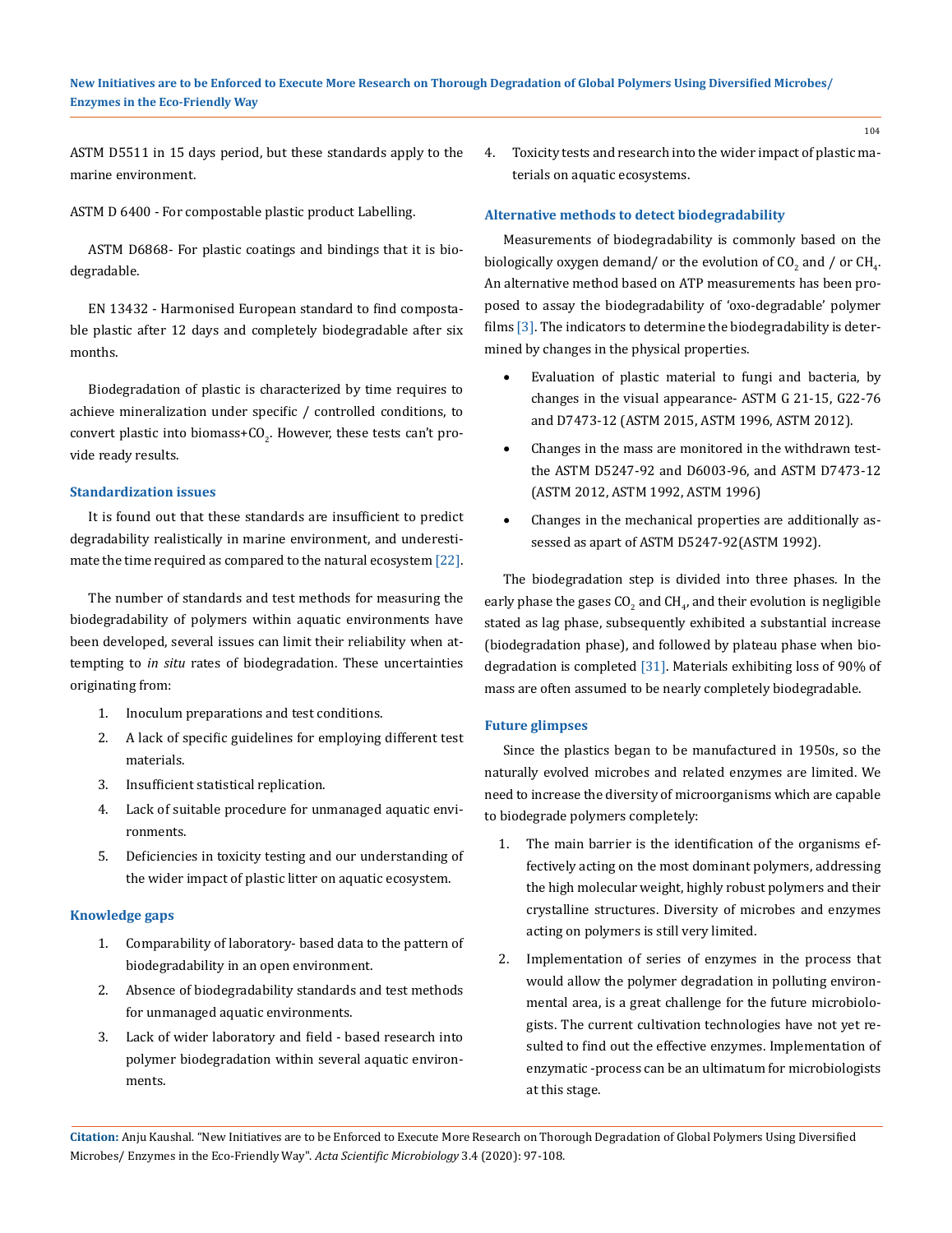ASTM D5511 in 15 days period, but these standards apply to the marine environment.

ASTM D 6400 - For compostable plastic product Labelling.

ASTM D6868- For plastic coatings and bindings that it is biodegradable.

EN 13432 - Harmonised European standard to find compostable plastic after 12 days and completely biodegradable after six months.

Biodegradation of plastic is characterized by time requires to achieve mineralization under specific / controlled conditions, to convert plastic into biomass+$CO_2$. However, these tests can't provide ready results.

### Standardization issues

It is found out that these standards are insufficient to predict degradability realistically in marine environment, and underestimate the time required as compared to the natural ecosystem [22].

The number of standards and test methods for measuring the biodegradability of polymers within aquatic environments have been developed, several issues can limit their reliability when attempting to *in situ* rates of biodegradation. These uncertainties originating from:

1. Inoculum preparations and test conditions.
2. A lack of specific guidelines for employing different test materials.
3. Insufficient statistical replication.
4. Lack of suitable procedure for unmanaged aquatic environments.
5. Deficiencies in toxicity testing and our understanding of the wider impact of plastic litter on aquatic ecosystem.

### Knowledge gaps

1. Comparability of laboratory- based data to the pattern of biodegradability in an open environment.
2. Absence of biodegradability standards and test methods for unmanaged aquatic environments.
3. Lack of wider laboratory and field - based research into polymer biodegradation within several aquatic environments.
4. Toxicity tests and research into the wider impact of plastic materials on aquatic ecosystems.

### Alternative methods to detect biodegradability

Measurements of biodegradability is commonly based on the biologically oxygen demand/ or the evolution of $CO_2$ and / or $CH_4$. An alternative method based on ATP measurements has been proposed to assay the biodegradability of 'oxo-degradable' polymer films [3]. The indicators to determine the biodegradability is determined by changes in the physical properties.

- Evaluation of plastic material to fungi and bacteria, by changes in the visual appearance- ASTM G 21-15, G22-76 and D7473-12 (ASTM 2015, ASTM 1996, ASTM 2012).
- Changes in the mass are monitored in the withdrawn test- the ASTM D5247-92 and D6003-96, and ASTM D7473-12 (ASTM 2012, ASTM 1992, ASTM 1996)
- Changes in the mechanical properties are additionally assessed as apart of ASTM D5247-92(ASTM 1992).

The biodegradation step is divided into three phases. In the early phase the gases $CO_2$ and $CH_4$, and their evolution is negligible stated as lag phase, subsequently exhibited a substantial increase (biodegradation phase), and followed by plateau phase when biodegradation is completed [31]. Materials exhibiting loss of 90% of mass are often assumed to be nearly completely biodegradable.

### Future glimpses

Since the plastics began to be manufactured in 1950s, so the naturally evolved microbes and related enzymes are limited. We need to increase the diversity of microorganisms which are capable to biodegrade polymers completely:

1. The main barrier is the identification of the organisms effectively acting on the most dominant polymers, addressing the high molecular weight, highly robust polymers and their crystalline structures. Diversity of microbes and enzymes acting on polymers is still very limited.
2. Implementation of series of enzymes in the process that would allow the polymer degradation in polluting environmental area, is a great challenge for the future microbiologists. The current cultivation technologies have not yet resulted to find out the effective enzymes. Implementation of enzymatic -process can be an ultimatum for microbiologists at this stage.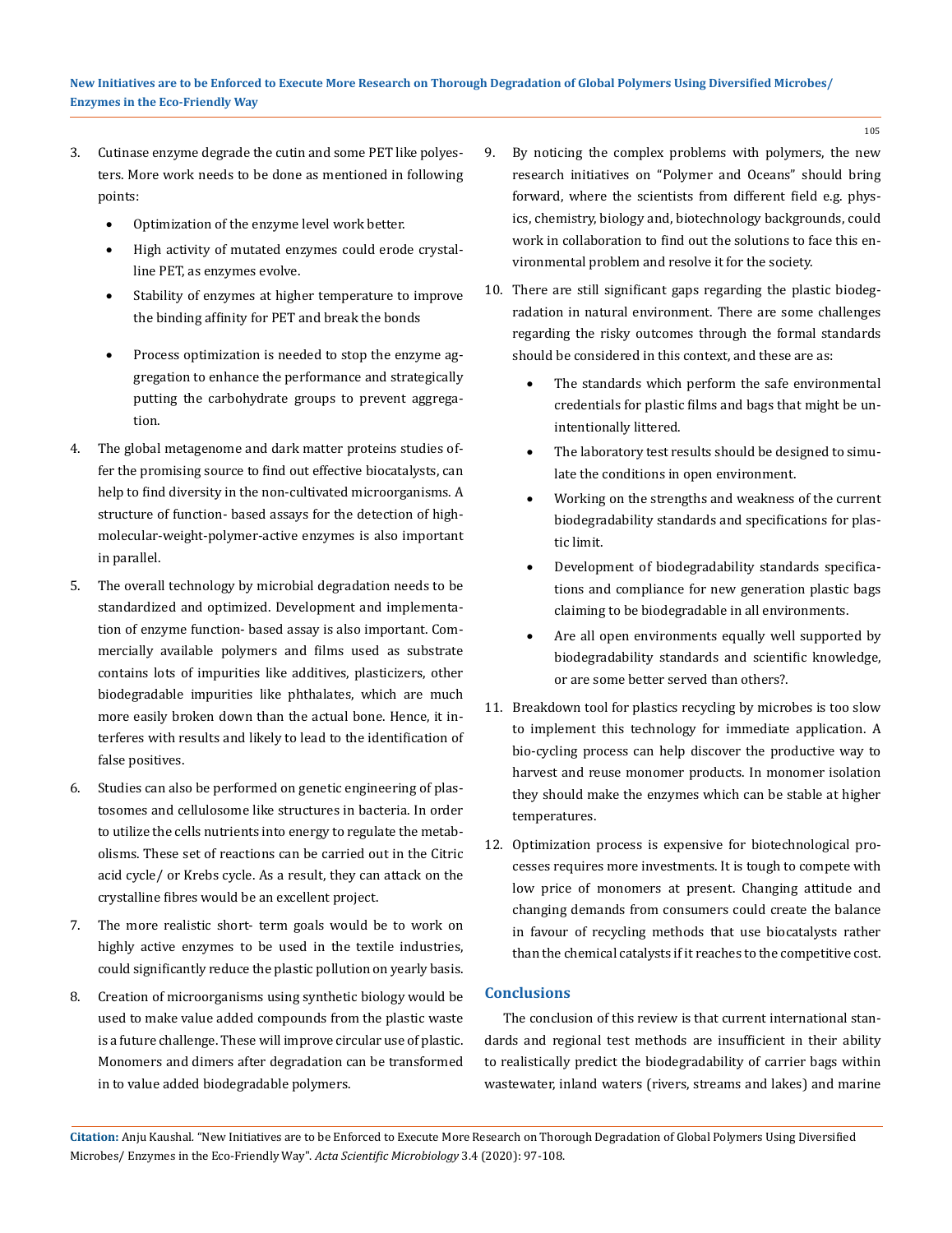3. Cutinase enzyme degrade the cutin and some PET like polyesters. More work needs to be done as mentioned in following points:
   - Optimization of the enzyme level work better.
   - High activity of mutated enzymes could erode crystalline PET, as enzymes evolve.
   - Stability of enzymes at higher temperature to improve the binding affinity for PET and break the bonds
   - Process optimization is needed to stop the enzyme aggregation to enhance the performance and strategically putting the carbohydrate groups to prevent aggregation.
4. The global metagenome and dark matter proteins studies offer the promising source to find out effective biocatalysts, can help to find diversity in the non-cultivated microorganisms. A structure of function- based assays for the detection of high-molecular-weight-polymer-active enzymes is also important in parallel.
5. The overall technology by microbial degradation needs to be standardized and optimized. Development and implementation of enzyme function- based assay is also important. Commercially available polymers and films used as substrate contains lots of impurities like additives, plasticizers, other biodegradable impurities like phthalates, which are much more easily broken down than the actual bone. Hence, it interferes with results and likely to lead to the identification of false positives.
6. Studies can also be performed on genetic engineering of plastosomes and cellulosome like structures in bacteria. In order to utilize the cells nutrients into energy to regulate the metabolisms. These set of reactions can be carried out in the Citric acid cycle/ or Krebs cycle. As a result, they can attack on the crystalline fibres would be an excellent project.
7. The more realistic short- term goals would be to work on highly active enzymes to be used in the textile industries, could significantly reduce the plastic pollution on yearly basis.
8. Creation of microorganisms using synthetic biology would be used to make value added compounds from the plastic waste is a future challenge. These will improve circular use of plastic. Monomers and dimers after degradation can be transformed in to value added biodegradable polymers.
9. By noticing the complex problems with polymers, the new research initiatives on "Polymer and Oceans" should bring forward, where the scientists from different field e.g. physics, chemistry, biology and, biotechnology backgrounds, could work in collaboration to find out the solutions to face this environmental problem and resolve it for the society.
10. There are still significant gaps regarding the plastic biodegradation in natural environment. There are some challenges regarding the risky outcomes through the formal standards should be considered in this context, and these are as:
    - The standards which perform the safe environmental credentials for plastic films and bags that might be unintentionally littered.
    - The laboratory test results should be designed to simulate the conditions in open environment.
    - Working on the strengths and weakness of the current biodegradability standards and specifications for plastic limit.
    - Development of biodegradability standards specifications and compliance for new generation plastic bags claiming to be biodegradable in all environments.
    - Are all open environments equally well supported by biodegradability standards and scientific knowledge, or are some better served than others?.
11. Breakdown tool for plastics recycling by microbes is too slow to implement this technology for immediate application. A bio-cycling process can help discover the productive way to harvest and reuse monomer products. In monomer isolation they should make the enzymes which can be stable at higher temperatures.
12. Optimization process is expensive for biotechnological processes requires more investments. It is tough to compete with low price of monomers at present. Changing attitude and changing demands from consumers could create the balance in favour of recycling methods that use biocatalysts rather than the chemical catalysts if it reaches to the competitive cost.

## Conclusions

The conclusion of this review is that current international standards and regional test methods are insufficient in their ability to realistically predict the biodegradability of carrier bags within wastewater, inland waters (rivers, streams and lakes) and marine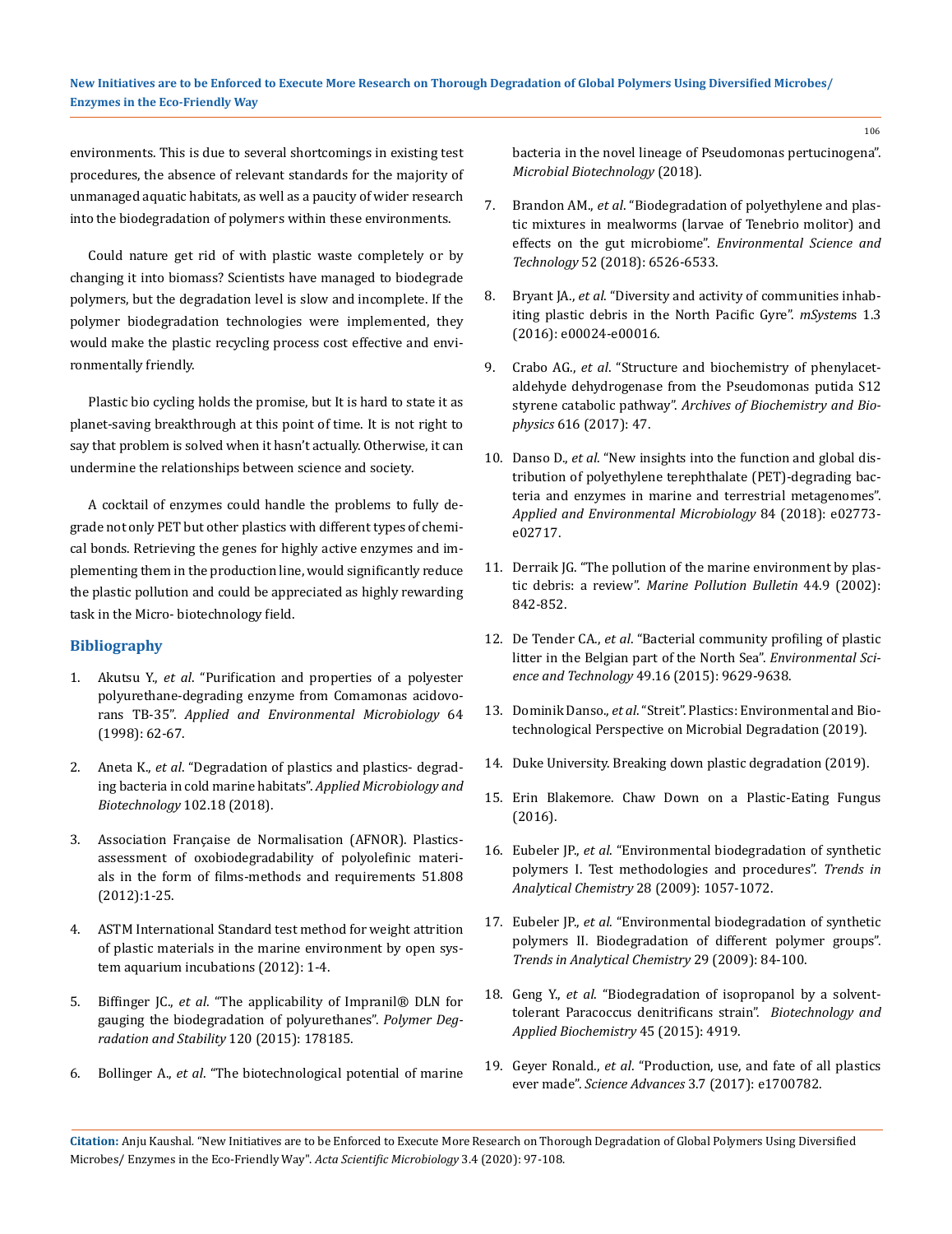environments. This is due to several shortcomings in existing test procedures, the absence of relevant standards for the majority of unmanaged aquatic habitats, as well as a paucity of wider research into the biodegradation of polymers within these environments.

Could nature get rid of with plastic waste completely or by changing it into biomass? Scientists have managed to biodegrade polymers, but the degradation level is slow and incomplete. If the polymer biodegradation technologies were implemented, they would make the plastic recycling process cost effective and environmentally friendly.

Plastic bio cycling holds the promise, but It is hard to state it as planet-saving breakthrough at this point of time. It is not right to say that problem is solved when it hasn't actually. Otherwise, it can undermine the relationships between science and society.

A cocktail of enzymes could handle the problems to fully degrade not only PET but other plastics with different types of chemical bonds. Retrieving the genes for highly active enzymes and implementing them in the production line, would significantly reduce the plastic pollution and could be appreciated as highly rewarding task in the Micro- biotechnology field.

## Bibliography

1. Akutsu Y., *et al*. "Purification and properties of a polyester polyurethane-degrading enzyme from Comamonas acidovorans TB-35". *Applied and Environmental Microbiology* 64 (1998): 62-67.
2. Aneta K., *et al*. "Degradation of plastics and plastics- degrading bacteria in cold marine habitats". *Applied Microbiology and Biotechnology* 102.18 (2018).
3. Association Française de Normalisation (AFNOR). Plastics-assessment of oxobiodegradability of polyolefinic materials in the form of films-methods and requirements 51.808 (2012):1-25.
4. ASTM International Standard test method for weight attrition of plastic materials in the marine environment by open system aquarium incubations (2012): 1-4.
5. Biffinger JC., *et al*. "The applicability of Impranil® DLN for gauging the biodegradation of polyurethanes". *Polymer Degradation and Stability* 120 (2015): 178185.
6. Bollinger A., *et al*. "The biotechnological potential of marine bacteria in the novel lineage of Pseudomonas pertucinogena". *Microbial Biotechnology* (2018).
7. Brandon AM., *et al*. "Biodegradation of polyethylene and plastic mixtures in mealworms (larvae of Tenebrio molitor) and effects on the gut microbiome". *Environmental Science and Technology* 52 (2018): 6526-6533.
8. Bryant JA., *et al*. "Diversity and activity of communities inhabiting plastic debris in the North Pacific Gyre". *mSystems* 1.3 (2016): e00024-e00016.
9. Crabo AG., *et al*. "Structure and biochemistry of phenylacetaldehyde dehydrogenase from the Pseudomonas putida S12 styrene catabolic pathway". *Archives of Biochemistry and Biophysics* 616 (2017): 47.
10. Danso D., *et al*. "New insights into the function and global distribution of polyethylene terephthalate (PET)-degrading bacteria and enzymes in marine and terrestrial metagenomes". *Applied and Environmental Microbiology* 84 (2018): e02773-e02717.
11. Derraik JG. "The pollution of the marine environment by plastic debris: a review". *Marine Pollution Bulletin* 44.9 (2002): 842-852.
12. De Tender CA., *et al*. "Bacterial community profiling of plastic litter in the Belgian part of the North Sea". *Environmental Science and Technology* 49.16 (2015): 9629-9638.
13. Dominik Danso., *et al*. "Streit". Plastics: Environmental and Biotechnological Perspective on Microbial Degradation (2019).
14. Duke University. Breaking down plastic degradation (2019).
15. Erin Blakemore. Chaw Down on a Plastic-Eating Fungus (2016).
16. Eubeler JP., *et al*. "Environmental biodegradation of synthetic polymers I. Test methodologies and procedures". *Trends in Analytical Chemistry* 28 (2009): 1057-1072.
17. Eubeler JP., *et al*. "Environmental biodegradation of synthetic polymers II. Biodegradation of different polymer groups". *Trends in Analytical Chemistry* 29 (2009): 84-100.
18. Geng Y., *et al*. "Biodegradation of isopropanol by a solvent-tolerant Paracoccus denitrificans strain". *Biotechnology and Applied Biochemistry* 45 (2015): 4919.
19. Geyer Ronald., *et al*. "Production, use, and fate of all plastics ever made". *Science Advances* 3.7 (2017): e1700782.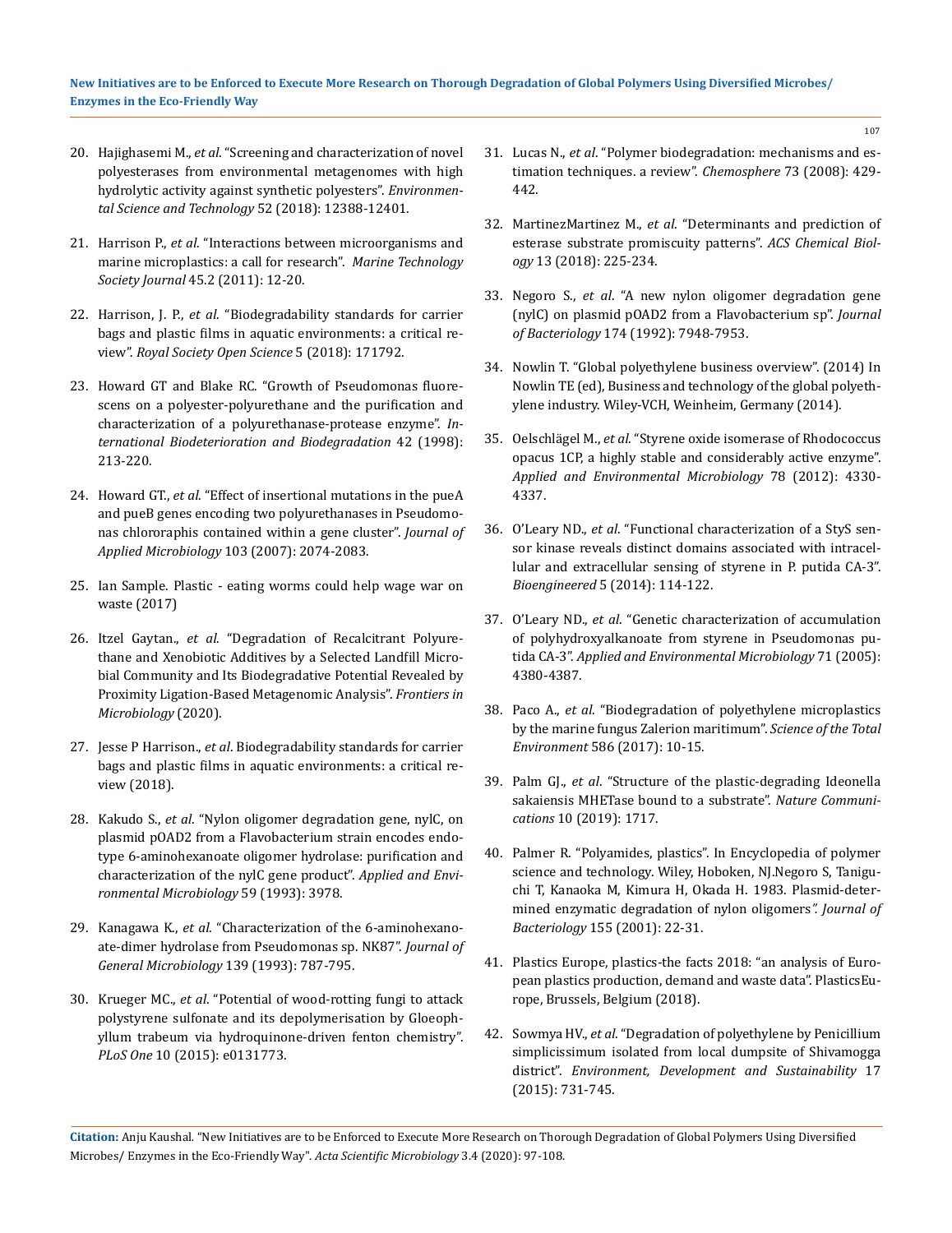20. Hajighasemi M., *et al.* "Screening and characterization of novel polyesterases from environmental metagenomes with high hydrolytic activity against synthetic polyesters". *Environmental Science and Technology* 52 (2018): 12388-12401.

21. Harrison P., *et al.* "Interactions between microorganisms and marine microplastics: a call for research". *Marine Technology Society Journal* 45.2 (2011): 12-20.

22. Harrison, J. P., *et al.* "Biodegradability standards for carrier bags and plastic films in aquatic environments: a critical review". *Royal Society Open Science* 5 (2018): 171792.

23. Howard GT and Blake RC. "Growth of Pseudomonas fluorescens on a polyester-polyurethane and the purification and characterization of a polyurethanase-protease enzyme". *International Biodeterioration and Biodegradation* 42 (1998): 213-220.

24. Howard GT., *et al.* "Effect of insertional mutations in the pueA and pueB genes encoding two polyurethanases in Pseudomonas chlororaphis contained within a gene cluster". *Journal of Applied Microbiology* 103 (2007): 2074-2083.

25. Ian Sample. Plastic - eating worms could help wage war on waste (2017)

26. Itzel Gaytan., *et al.* "Degradation of Recalcitrant Polyurethane and Xenobiotic Additives by a Selected Landfill Microbial Community and Its Biodegradative Potential Revealed by Proximity Ligation-Based Metagenomic Analysis". *Frontiers in Microbiology* (2020).

27. Jesse P Harrison., *et al.* Biodegradability standards for carrier bags and plastic films in aquatic environments: a critical review (2018).

28. Kakudo S., *et al.* "Nylon oligomer degradation gene, nylC, on plasmid pOAD2 from a Flavobacterium strain encodes endo-type 6-aminohexanoate oligomer hydrolase: purification and characterization of the nylC gene product". *Applied and Environmental Microbiology* 59 (1993): 3978.

29. Kanagawa K., *et al.* "Characterization of the 6-aminohexanoate-dimer hydrolase from Pseudomonas sp. NK87". *Journal of General Microbiology* 139 (1993): 787-795.

30. Krueger MC., *et al.* "Potential of wood-rotting fungi to attack polystyrene sulfonate and its depolymerisation by Gloeophyllum trabeum via hydroquinone-driven fenton chemistry". *PLoS One* 10 (2015): e0131773.

31. Lucas N., *et al.* "Polymer biodegradation: mechanisms and estimation techniques. a review". *Chemosphere* 73 (2008): 429-442.

32. MartinezMartinez M., *et al.* "Determinants and prediction of esterase substrate promiscuity patterns". *ACS Chemical Biology* 13 (2018): 225-234.

33. Negoro S., *et al.* "A new nylon oligomer degradation gene (nylC) on plasmid pOAD2 from a Flavobacterium sp". *Journal of Bacteriology* 174 (1992): 7948-7953.

34. Nowlin T. "Global polyethylene business overview". (2014) In Nowlin TE (ed), Business and technology of the global polyethylene industry. Wiley-VCH, Weinheim, Germany (2014).

35. Oelschlägel M., *et al.* "Styrene oxide isomerase of Rhodococcus opacus 1CP, a highly stable and considerably active enzyme". *Applied and Environmental Microbiology* 78 (2012): 4330-4337.

36. O'Leary ND., *et al.* "Functional characterization of a StyS sensor kinase reveals distinct domains associated with intracellular and extracellular sensing of styrene in P. putida CA-3". *Bioengineered* 5 (2014): 114-122.

37. O'Leary ND., *et al.* "Genetic characterization of accumulation of polyhydroxyalkanoate from styrene in Pseudomonas putida CA-3". *Applied and Environmental Microbiology* 71 (2005): 4380-4387.

38. Paco A., *et al.* "Biodegradation of polyethylene microplastics by the marine fungus Zalerion maritimum". *Science of the Total Environment* 586 (2017): 10-15.

39. Palm GJ., *et al.* "Structure of the plastic-degrading Ideonella sakaiensis MHETase bound to a substrate". *Nature Communications* 10 (2019): 1717.

40. Palmer R. "Polyamides, plastics". In Encyclopedia of polymer science and technology. Wiley, Hoboken, NJ.Negoro S, Taniguchi T, Kanaoka M, Kimura H, Okada H. 1983. Plasmid-determined enzymatic degradation of nylon oligomers*". Journal of Bacteriology* 155 (2001): 22-31.

41. Plastics Europe, plastics-the facts 2018: "an analysis of European plastics production, demand and waste data". PlasticsEurope, Brussels, Belgium (2018).

42. Sowmya HV., *et al.* "Degradation of polyethylene by Penicillium simplicissimum isolated from local dumpsite of Shivamogga district". *Environment, Development and Sustainability* 17 (2015): 731-745.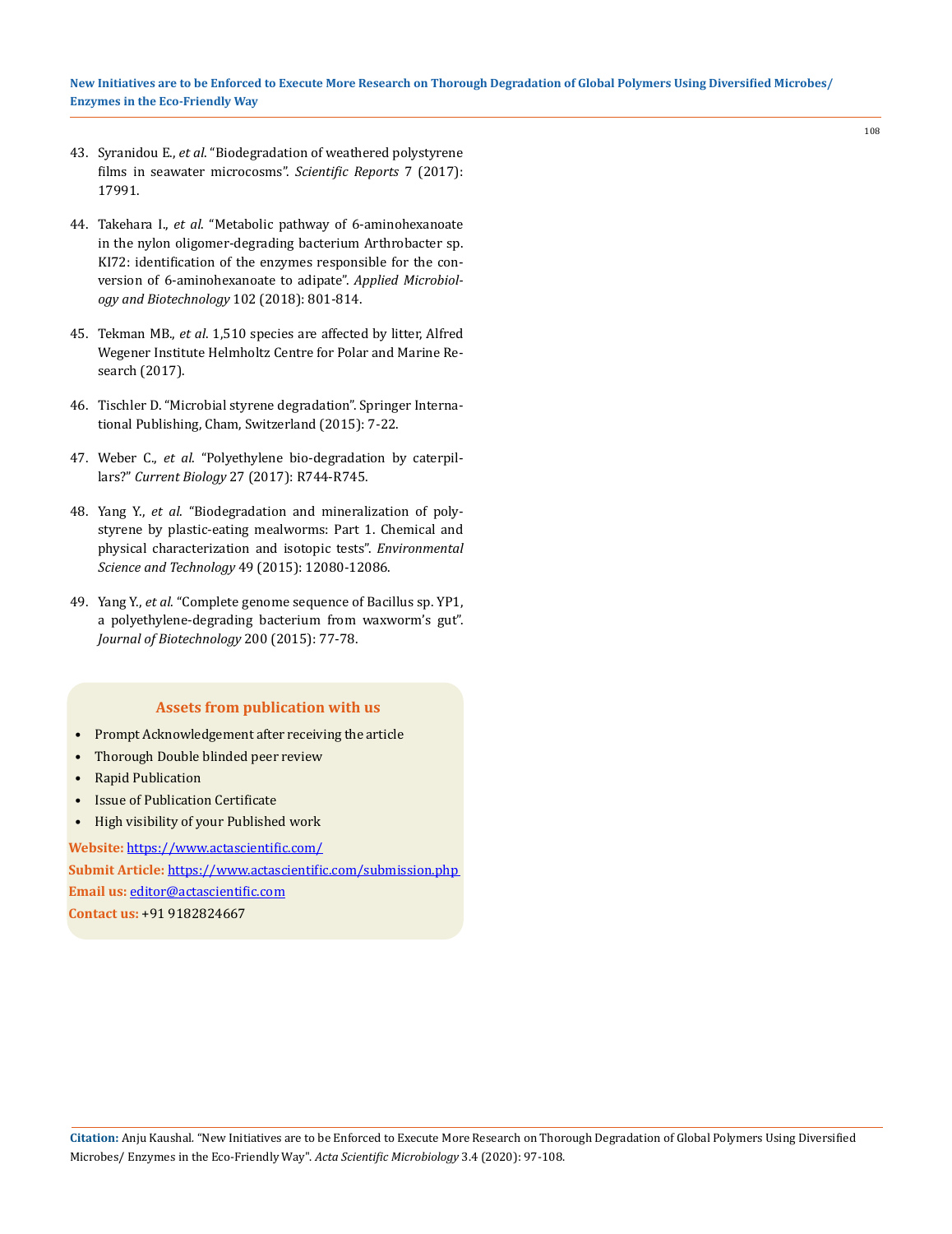43. Syranidou E., *et al*. "Biodegradation of weathered polystyrene films in seawater microcosms". *Scientific Reports* 7 (2017): 17991.

44. Takehara I., *et al*. "Metabolic pathway of 6-aminohexanoate in the nylon oligomer-degrading bacterium Arthrobacter sp. KI72: identification of the enzymes responsible for the conversion of 6-aminohexanoate to adipate". *Applied Microbiology and Biotechnology* 102 (2018): 801-814.

45. Tekman MB., *et al*. 1,510 species are affected by litter, Alfred Wegener Institute Helmholtz Centre for Polar and Marine Research (2017).

46. Tischler D. "Microbial styrene degradation". Springer International Publishing, Cham, Switzerland (2015): 7-22.

47. Weber C., *et al*. "Polyethylene bio-degradation by caterpillars?" *Current Biology* 27 (2017): R744-R745.

48. Yang Y., *et al*. "Biodegradation and mineralization of polystyrene by plastic-eating mealworms: Part 1. Chemical and physical characterization and isotopic tests". *Environmental Science and Technology* 49 (2015): 12080-12086.

49. Yang Y., *et al*. "Complete genome sequence of Bacillus sp. YP1, a polyethylene-degrading bacterium from waxworm's gut". *Journal of Biotechnology* 200 (2015): 77-78.

**Assets from publication with us**

- Prompt Acknowledgement after receiving the article
- Thorough Double blinded peer review
- Rapid Publication
- Issue of Publication Certificate
- High visibility of your Published work

**Website:** https://www.actascientific.com/

**Submit Article:** https://www.actascientific.com/submission.php

**Email us:** editor@actascientific.com

**Contact us:** +91 9182824667

**Citation:** Anju Kaushal. "New Initiatives are to be Enforced to Execute More Research on Thorough Degradation of Global Polymers Using Diversified Microbes/ Enzymes in the Eco-Friendly Way". *Acta Scientific Microbiology* 3.4 (2020): 97-108.